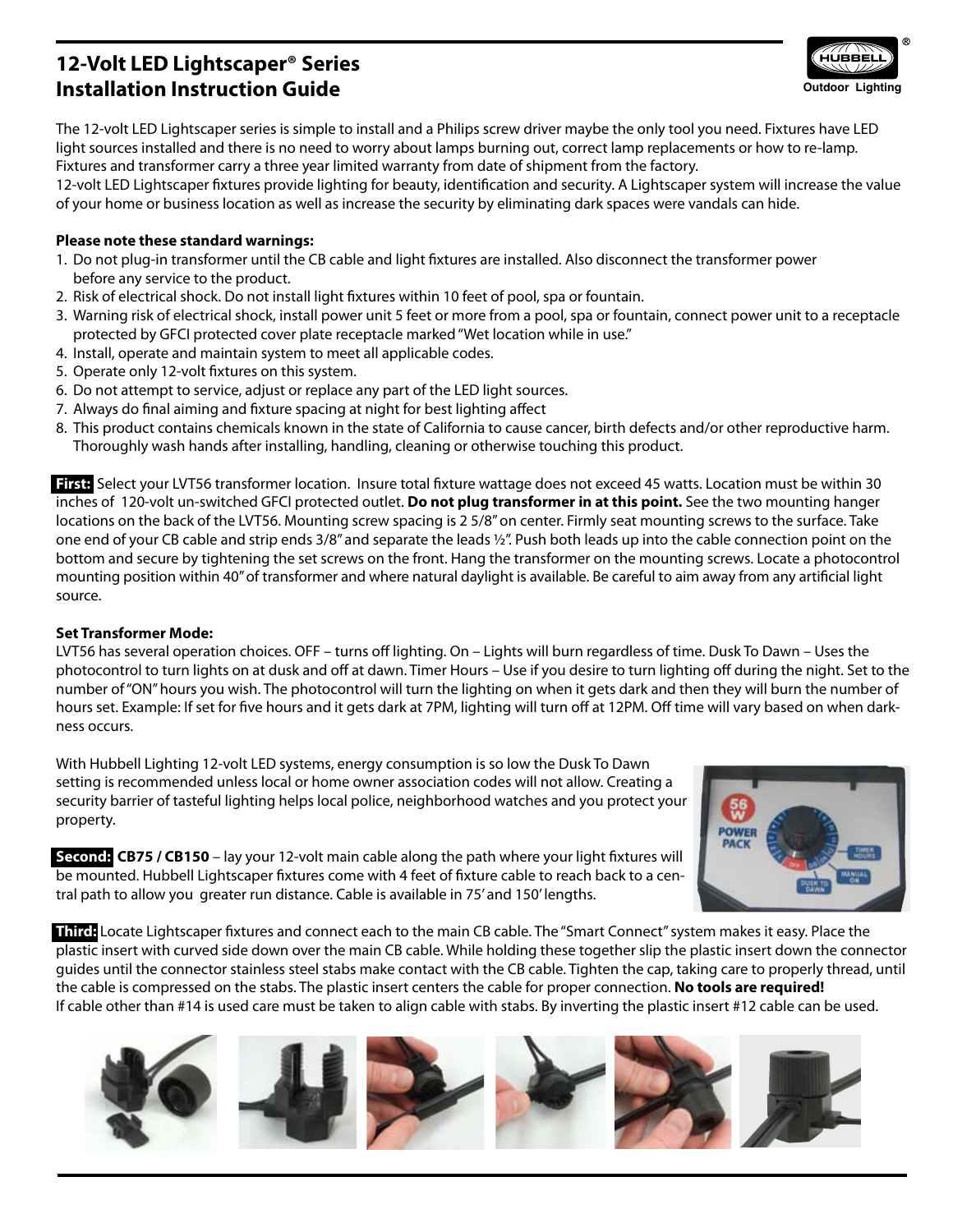# 12-Volt LED Lightscaper® Series Installation Instruction Guide

The 12-volt LED Lightscaper series is simple to install and a Philips screw driver maybe the only tool you need. Fixtures have LED light sources installed and there is no need to worry about lamps burning out, correct lamp replacements or how to re-lamp. Fixtures and transformer carry a three year limited warranty from date of shipment from the factory.

12-volt LED Lightscaper fixtures provide lighting for beauty, identification and security. A Lightscaper system will increase the value of your home or business location as well as increase the security by eliminating dark spaces were vandals can hide.

**Please note these standard warnings:**

1. Do not plug-in transformer until the CB cable and light fixtures are installed. Also disconnect the transformer power before any service to the product.
2. Risk of electrical shock. Do not install light fixtures within 10 feet of pool, spa or fountain.
3. Warning risk of electrical shock, install power unit 5 feet or more from a pool, spa or fountain, connect power unit to a receptacle protected by GFCI protected cover plate receptacle marked "Wet location while in use."
4. Install, operate and maintain system to meet all applicable codes.
5. Operate only 12-volt fixtures on this system.
6. Do not attempt to service, adjust or replace any part of the LED light sources.
7. Always do final aiming and fixture spacing at night for best lighting affect
8. This product contains chemicals known in the state of California to cause cancer, birth defects and/or other reproductive harm. Thoroughly wash hands after installing, handling, cleaning or otherwise touching this product.

**First:** Select your LVT56 transformer location. Insure total fixture wattage does not exceed 45 watts. Location must be within 30 inches of 120-volt un-switched GFCI protected outlet. **Do not plug transformer in at this point.** See the two mounting hanger locations on the back of the LVT56. Mounting screw spacing is 2 5/8" on center. Firmly seat mounting screws to the surface. Take one end of your CB cable and strip ends 3/8" and separate the leads ½". Push both leads up into the cable connection point on the bottom and secure by tightening the set screws on the front. Hang the transformer on the mounting screws. Locate a photocontrol mounting position within 40" of transformer and where natural daylight is available. Be careful to aim away from any artificial light source.

**Set Transformer Mode:**

LVT56 has several operation choices. OFF – turns off lighting. On – Lights will burn regardless of time. Dusk To Dawn – Uses the photocontrol to turn lights on at dusk and off at dawn. Timer Hours – Use if you desire to turn lighting off during the night. Set to the number of "ON" hours you wish. The photocontrol will turn the lighting on when it gets dark and then they will burn the number of hours set. Example: If set for five hours and it gets dark at 7PM, lighting will turn off at 12PM. Off time will vary based on when darkness occurs.

With Hubbell Lighting 12-volt LED systems, energy consumption is so low the Dusk To Dawn setting is recommended unless local or home owner association codes will not allow. Creating a security barrier of tasteful lighting helps local police, neighborhood watches and you protect your property.

**Second:** **CB75 / CB150** – lay your 12-volt main cable along the path where your light fixtures will be mounted. Hubbell Lightscaper fixtures come with 4 feet of fixture cable to reach back to a central path to allow you greater run distance. Cable is available in 75' and 150' lengths.

**Third:** Locate Lightscaper fixtures and connect each to the main CB cable. The "Smart Connect" system makes it easy. Place the plastic insert with curved side down over the main CB cable. While holding these together slip the plastic insert down the connector guides until the connector stainless steel stabs make contact with the CB cable. Tighten the cap, taking care to properly thread, until the cable is compressed on the stabs. The plastic insert centers the cable for proper connection. **No tools are required!**
If cable other than #14 is used care must be taken to align cable with stabs. By inverting the plastic insert #12 cable can be used.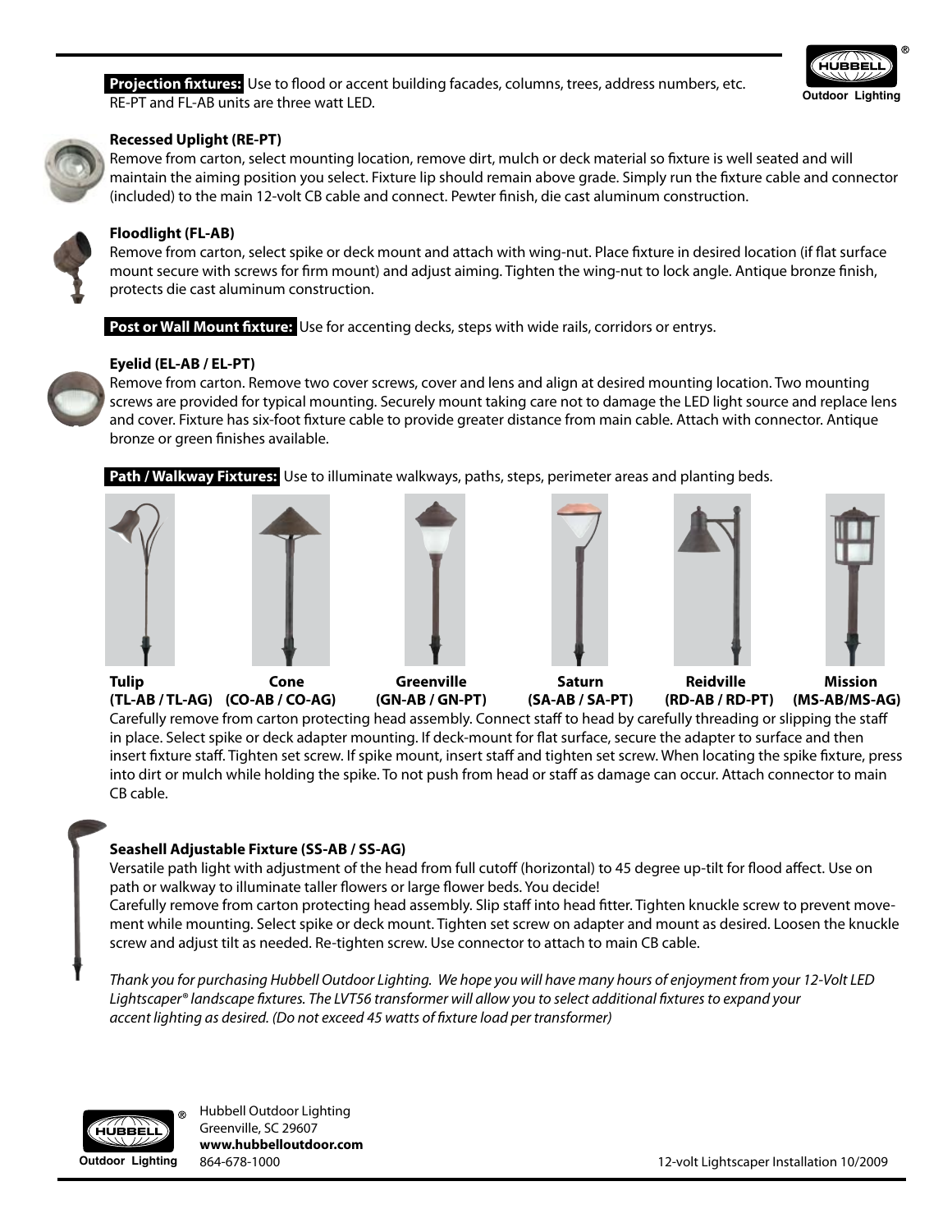**Projection fixtures:** Use to flood or accent building facades, columns, trees, address numbers, etc. RE-PT and FL-AB units are three watt LED.

### Recessed Uplight (RE-PT)

Remove from carton, select mounting location, remove dirt, mulch or deck material so fixture is well seated and will maintain the aiming position you select. Fixture lip should remain above grade. Simply run the fixture cable and connector (included) to the main 12-volt CB cable and connect. Pewter finish, die cast aluminum construction.

### Floodlight (FL-AB)

Remove from carton, select spike or deck mount and attach with wing-nut. Place fixture in desired location (if flat surface mount secure with screws for firm mount) and adjust aiming. Tighten the wing-nut to lock angle. Antique bronze finish, protects die cast aluminum construction.

**Post or Wall Mount fixture:** Use for accenting decks, steps with wide rails, corridors or entrys.

### Eyelid (EL-AB / EL-PT)

Remove from carton. Remove two cover screws, cover and lens and align at desired mounting location. Two mounting screws are provided for typical mounting. Securely mount taking care not to damage the LED light source and replace lens and cover. Fixture has six-foot fixture cable to provide greater distance from main cable. Attach with connector. Antique bronze or green finishes available.

**Path / Walkway Fixtures:** Use to illuminate walkways, paths, steps, perimeter areas and planting beds.

**Tulip (TL-AB / TL-AG)** **Cone (CO-AB / CO-AG)** **Greenville (GN-AB / GN-PT)** **Saturn (SA-AB / SA-PT)** **Reidville (RD-AB / RD-PT)** **Mission (MS-AB/MS-AG)**

Carefully remove from carton protecting head assembly. Connect staff to head by carefully threading or slipping the staff in place. Select spike or deck adapter mounting. If deck-mount for flat surface, secure the adapter to surface and then insert fixture staff. Tighten set screw. If spike mount, insert staff and tighten set screw. When locating the spike fixture, press into dirt or mulch while holding the spike. To not push from head or staff as damage can occur. Attach connector to main CB cable.

### Seashell Adjustable Fixture (SS-AB / SS-AG)

Versatile path light with adjustment of the head from full cutoff (horizontal) to 45 degree up-tilt for flood affect. Use on path or walkway to illuminate taller flowers or large flower beds. You decide!

Carefully remove from carton protecting head assembly. Slip staff into head fitter. Tighten knuckle screw to prevent movement while mounting. Select spike or deck mount. Tighten set screw on adapter and mount as desired. Loosen the knuckle screw and adjust tilt as needed. Re-tighten screw. Use connector to attach to main CB cable.

*Thank you for purchasing Hubbell Outdoor Lighting. We hope you will have many hours of enjoyment from your 12-Volt LED Lightscaper® landscape fixtures. The LVT56 transformer will allow you to select additional fixtures to expand your accent lighting as desired. (Do not exceed 45 watts of fixture load per transformer)*

Hubbell Outdoor Lighting
Greenville, SC 29607
**www.hubbelloutdoor.com**
864-678-1000

12-volt Lightscaper Installation 10/2009